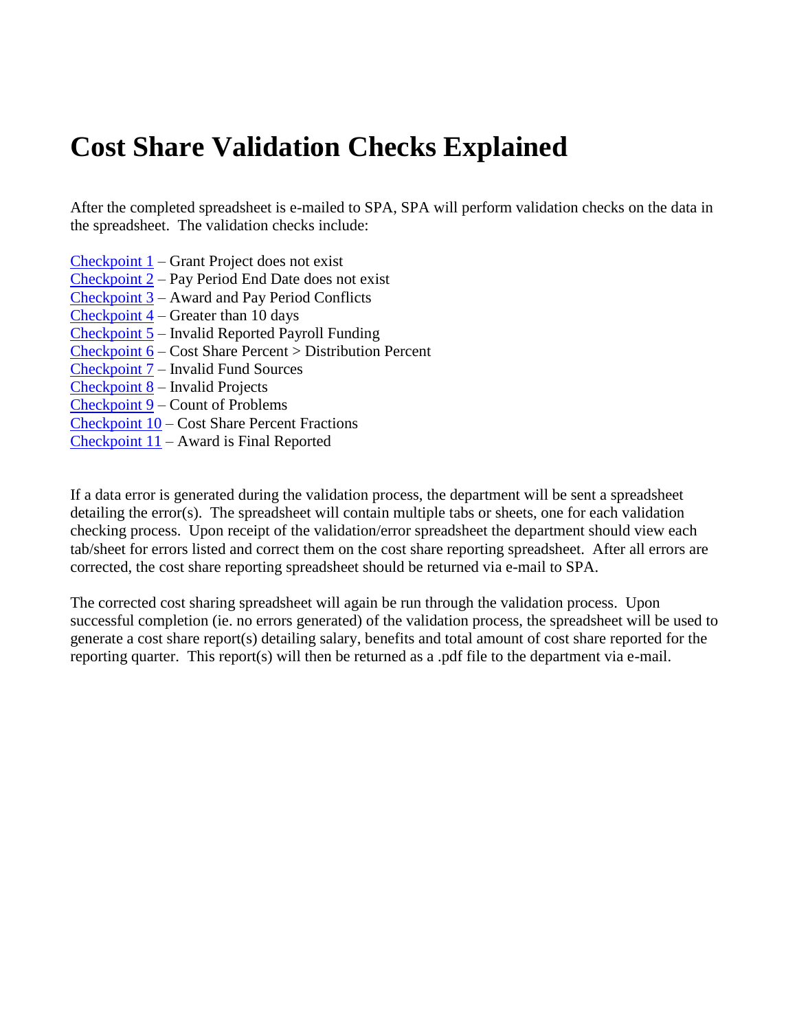# Cost Share Validation Checks Explained

After the completed spreadsheet is e-mailed to SPA, SPA will perform validation checks on the data in the spreadsheet. The validation checks include:

Checkpoint 1 – Grant Project does not exist
Checkpoint 2 – Pay Period End Date does not exist
Checkpoint 3 – Award and Pay Period Conflicts
Checkpoint 4 – Greater than 10 days
Checkpoint 5 – Invalid Reported Payroll Funding
Checkpoint 6 – Cost Share Percent > Distribution Percent
Checkpoint 7 – Invalid Fund Sources
Checkpoint 8 – Invalid Projects
Checkpoint 9 – Count of Problems
Checkpoint 10 – Cost Share Percent Fractions
Checkpoint 11 – Award is Final Reported

If a data error is generated during the validation process, the department will be sent a spreadsheet detailing the error(s). The spreadsheet will contain multiple tabs or sheets, one for each validation checking process. Upon receipt of the validation/error spreadsheet the department should view each tab/sheet for errors listed and correct them on the cost share reporting spreadsheet. After all errors are corrected, the cost share reporting spreadsheet should be returned via e-mail to SPA.

The corrected cost sharing spreadsheet will again be run through the validation process. Upon successful completion (ie. no errors generated) of the validation process, the spreadsheet will be used to generate a cost share report(s) detailing salary, benefits and total amount of cost share reported for the reporting quarter. This report(s) will then be returned as a .pdf file to the department via e-mail.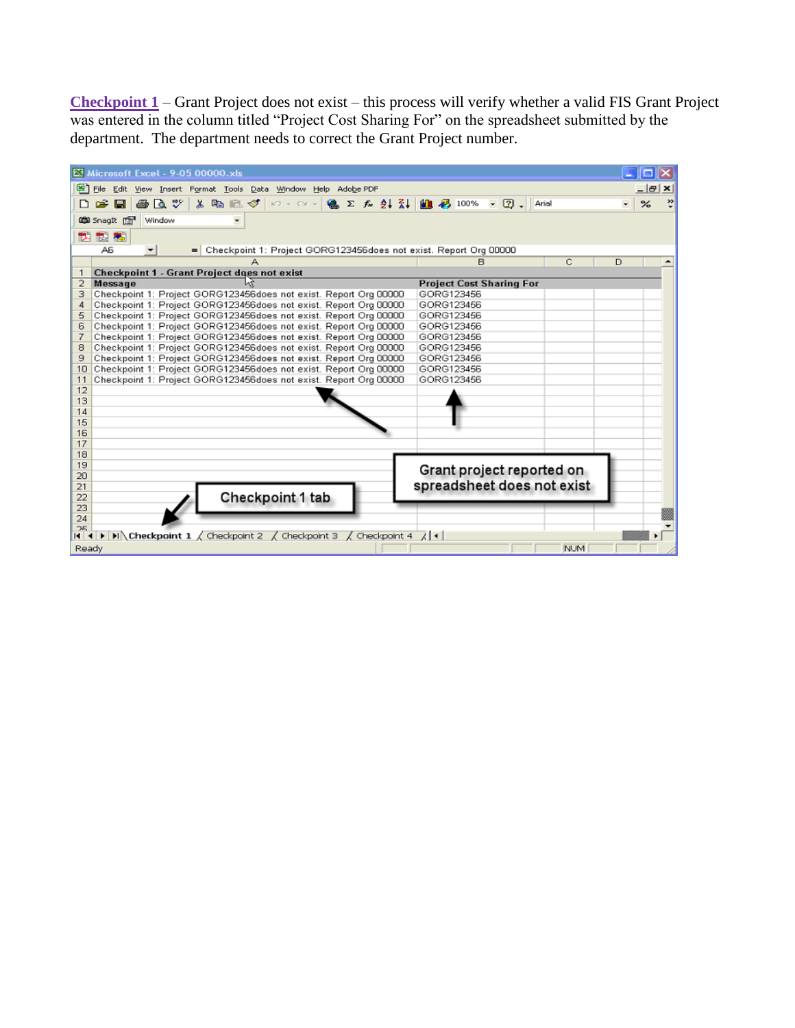**Checkpoint 1** – Grant Project does not exist – this process will verify whether a valid FIS Grant Project was entered in the column titled "Project Cost Sharing For" on the spreadsheet submitted by the department. The department needs to correct the Grant Project number.

| | A | B |
|---|---|---|
| 1 | **Checkpoint 1 - Grant Project does not exist** | |
| 2 | **Message** | **Project Cost Sharing For** |
| 3 | Checkpoint 1: Project GORG123456does not exist. Report Org 00000 | GORG123456 |
| 4 | Checkpoint 1: Project GORG123456does not exist. Report Org 00000 | GORG123456 |
| 5 | Checkpoint 1: Project GORG123456does not exist. Report Org 00000 | GORG123456 |
| 6 | Checkpoint 1: Project GORG123456does not exist. Report Org 00000 | GORG123456 |
| 7 | Checkpoint 1: Project GORG123456does not exist. Report Org 00000 | GORG123456 |
| 8 | Checkpoint 1: Project GORG123456does not exist. Report Org 00000 | GORG123456 |
| 9 | Checkpoint 1: Project GORG123456does not exist. Report Org 00000 | GORG123456 |
| 10 | Checkpoint 1: Project GORG123456does not exist. Report Org 00000 | GORG123456 |
| 11 | Checkpoint 1: Project GORG123456does not exist. Report Org 00000 | GORG123456 |

Grant project reported on spreadsheet does not exist

Checkpoint 1 tab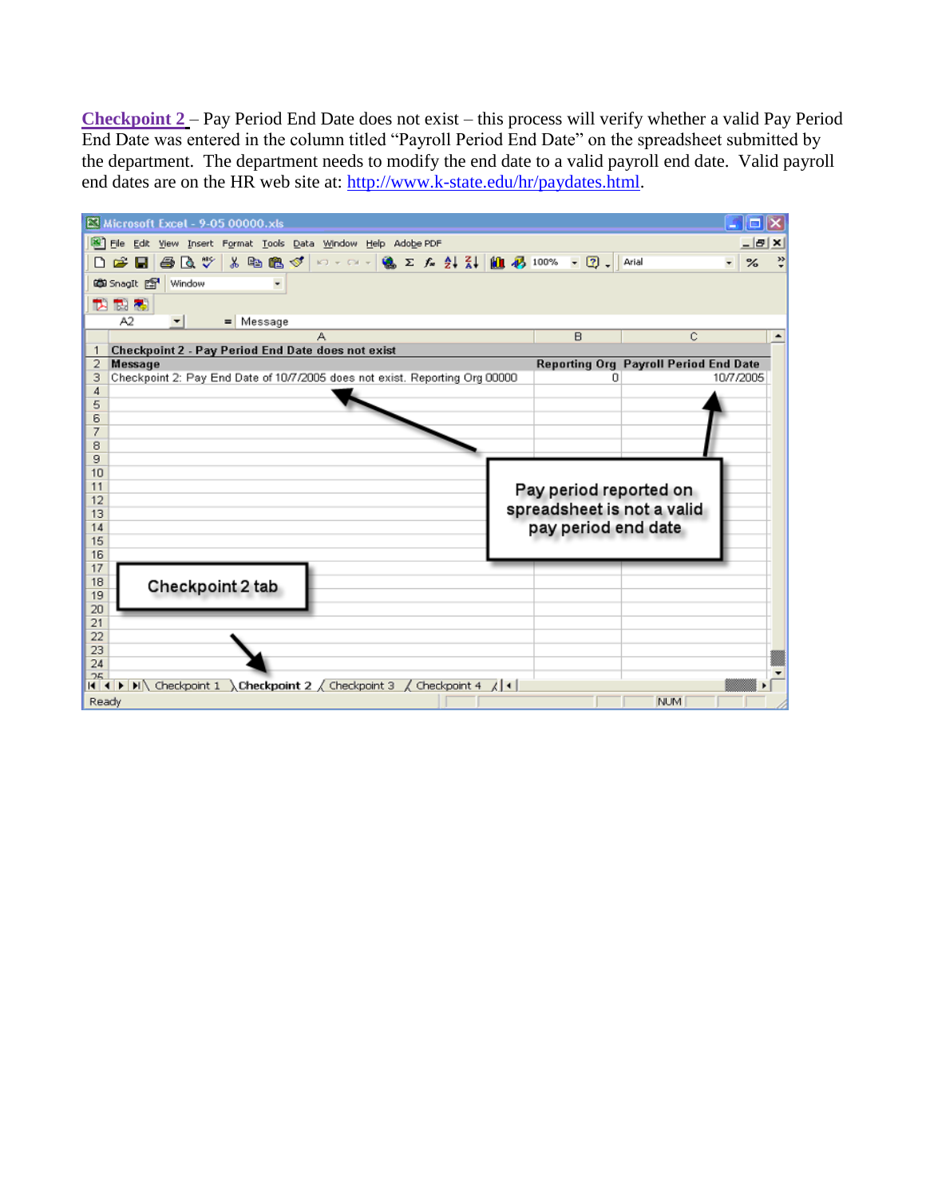**Checkpoint 2** – Pay Period End Date does not exist – this process will verify whether a valid Pay Period End Date was entered in the column titled "Payroll Period End Date" on the spreadsheet submitted by the department. The department needs to modify the end date to a valid payroll end date. Valid payroll end dates are on the HR web site at: http://www.k-state.edu/hr/paydates.html.

| | A | B | C |
|---|---|---|---|
| 1 | **Checkpoint 2 - Pay Period End Date does not exist** | | |
| 2 | **Message** | **Reporting Org** | **Payroll Period End Date** |
| 3 | Checkpoint 2: Pay End Date of 10/7/2005 does not exist. Reporting Org 00000 | 0 | 10/7/2005 |

Pay period reported on spreadsheet is not a valid pay period end date

Checkpoint 2 tab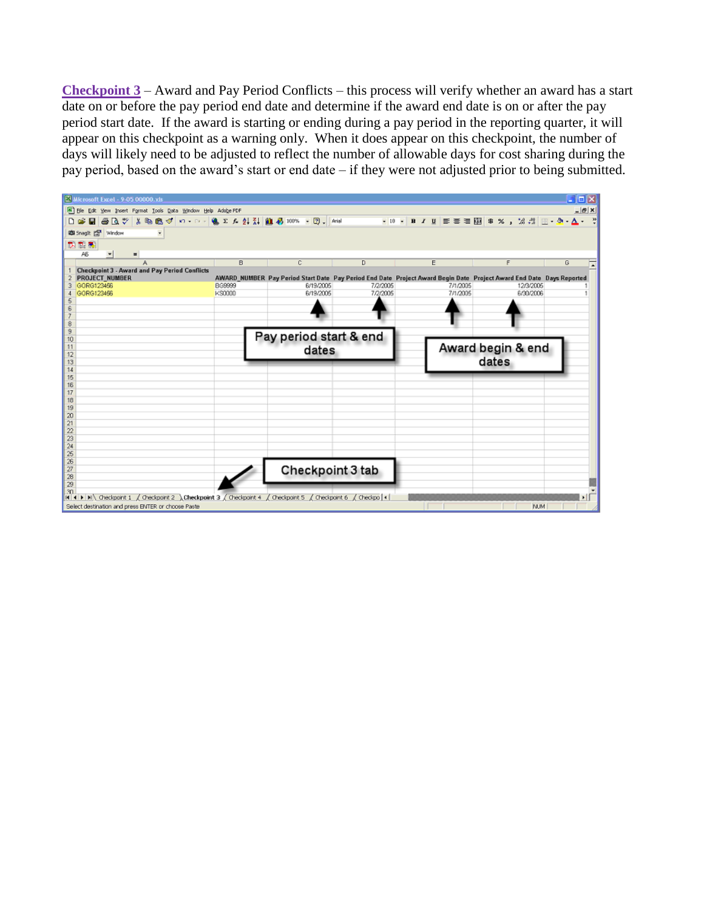**Checkpoint 3** – Award and Pay Period Conflicts – this process will verify whether an award has a start date on or before the pay period end date and determine if the award end date is on or after the pay period start date. If the award is starting or ending during a pay period in the reporting quarter, it will appear on this checkpoint as a warning only. When it does appear on this checkpoint, the number of days will likely need to be adjusted to reflect the number of allowable days for cost sharing during the pay period, based on the award's start or end date – if they were not adjusted prior to being submitted.

**Checkpoint 3 - Award and Pay Period Conflicts**

| PROJECT_NUMBER | AWARD_NUMBER | Pay Period Start Date | Pay Period End Date | Project Award Begin Date | Project Award End Date | Days Reported |
|---|---|---|---|---|---|---|
| GORG123456 | BG9999 | 6/19/2005 | 7/2/2005 | 7/1/2005 | 12/3/2005 | 1 |
| GORG123456 | KS0000 | 6/19/2005 | 7/2/2005 | 7/1/2005 | 6/30/2006 | 1 |

Pay period start & end dates

Award begin & end dates

Checkpoint 3 tab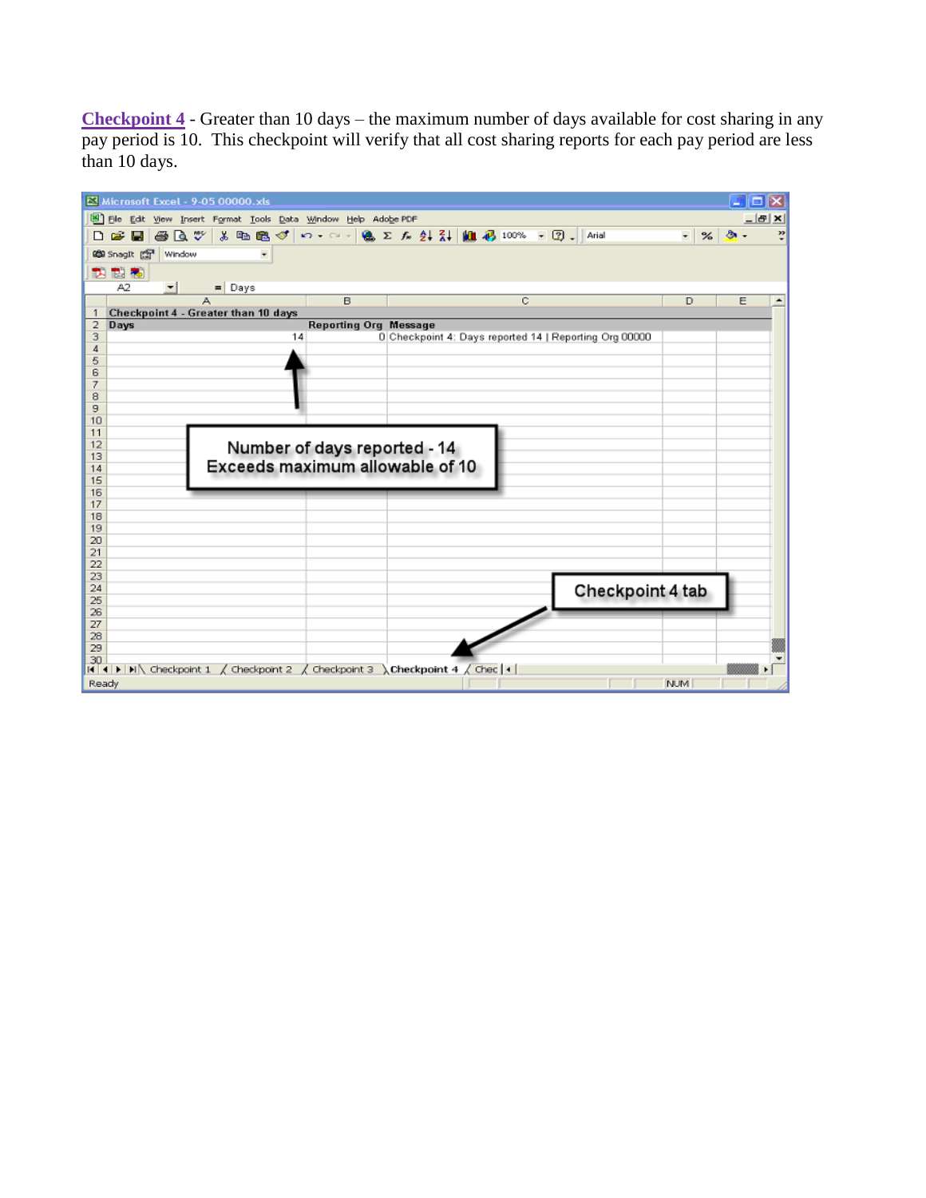**Checkpoint 4** - Greater than 10 days – the maximum number of days available for cost sharing in any pay period is 10. This checkpoint will verify that all cost sharing reports for each pay period are less than 10 days.

| Checkpoint 4 - Greater than 10 days | | |
|---|---|---|
| Days | Reporting Org | Message |
| 14 | 0 | Checkpoint 4: Days reported 14 \| Reporting Org 00000 |

Number of days reported - 14
Exceeds maximum allowable of 10

Checkpoint 4 tab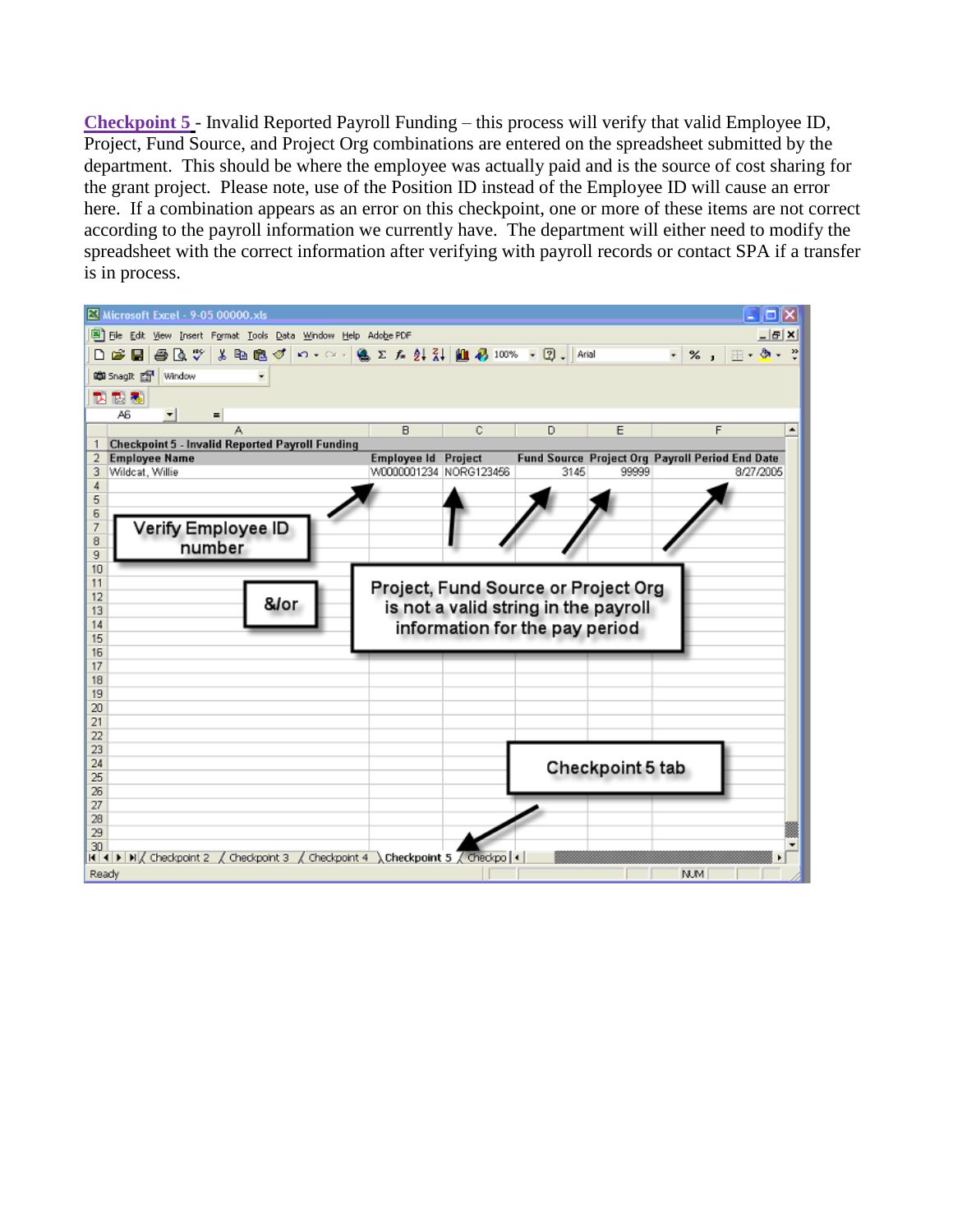**Checkpoint 5** - Invalid Reported Payroll Funding – this process will verify that valid Employee ID, Project, Fund Source, and Project Org combinations are entered on the spreadsheet submitted by the department. This should be where the employee was actually paid and is the source of cost sharing for the grant project. Please note, use of the Position ID instead of the Employee ID will cause an error here. If a combination appears as an error on this checkpoint, one or more of these items are not correct according to the payroll information we currently have. The department will either need to modify the spreadsheet with the correct information after verifying with payroll records or contact SPA if a transfer is in process.

Checkpoint 5 - Invalid Reported Payroll Funding

| Employee Name | Employee Id | Project | Fund Source | Project Org | Payroll Period End Date |
|---|---|---|---|---|---|
| Wildcat, Willie | W0000001234 | NORG123456 | 3145 | 99999 | 8/27/2005 |

Verify Employee ID number

&/or

Project, Fund Source or Project Org is not a valid string in the payroll information for the pay period

Checkpoint 5 tab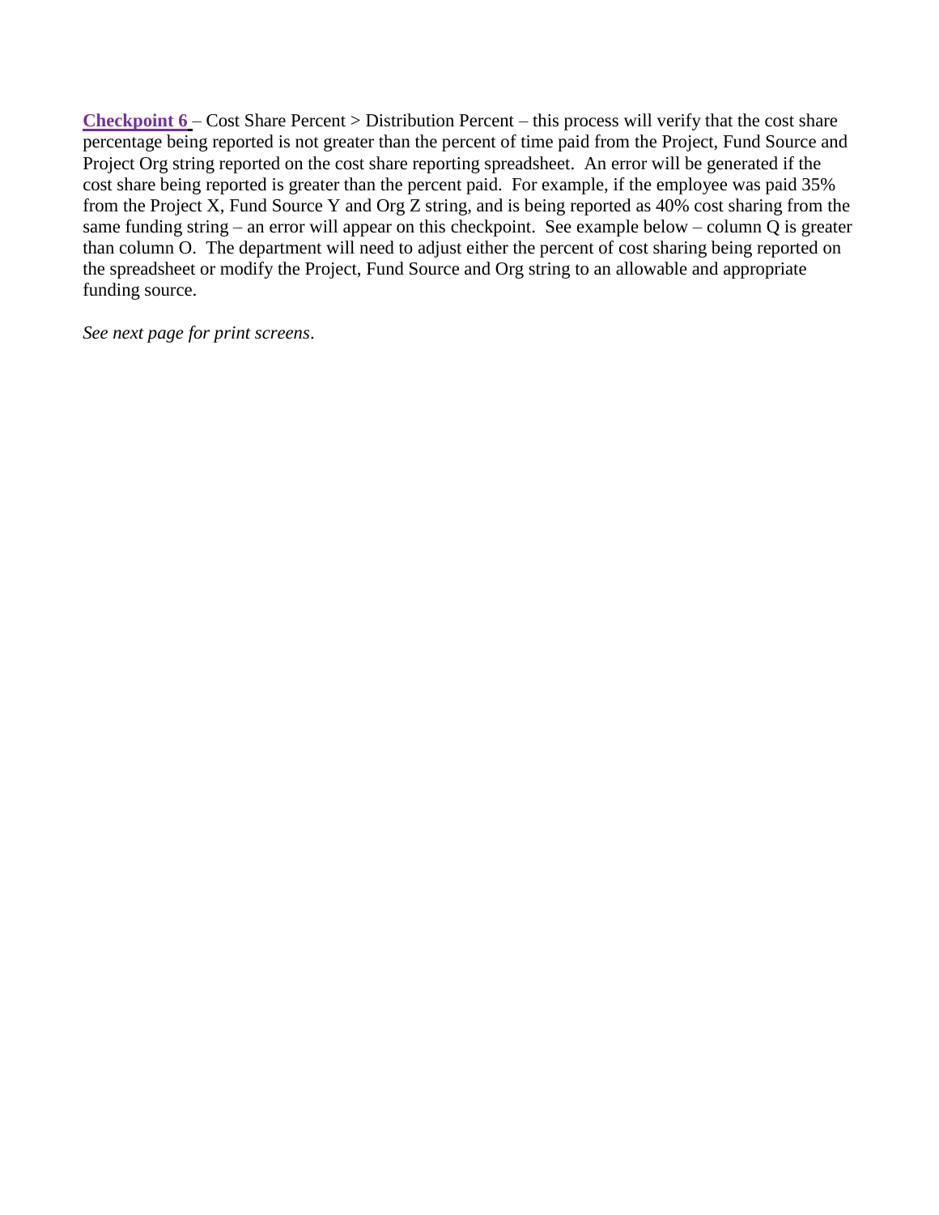**Checkpoint 6** – Cost Share Percent > Distribution Percent – this process will verify that the cost share percentage being reported is not greater than the percent of time paid from the Project, Fund Source and Project Org string reported on the cost share reporting spreadsheet. An error will be generated if the cost share being reported is greater than the percent paid. For example, if the employee was paid 35% from the Project X, Fund Source Y and Org Z string, and is being reported as 40% cost sharing from the same funding string – an error will appear on this checkpoint. See example below – column Q is greater than column O. The department will need to adjust either the percent of cost sharing being reported on the spreadsheet or modify the Project, Fund Source and Org string to an allowable and appropriate funding source.

*See next page for print screens*.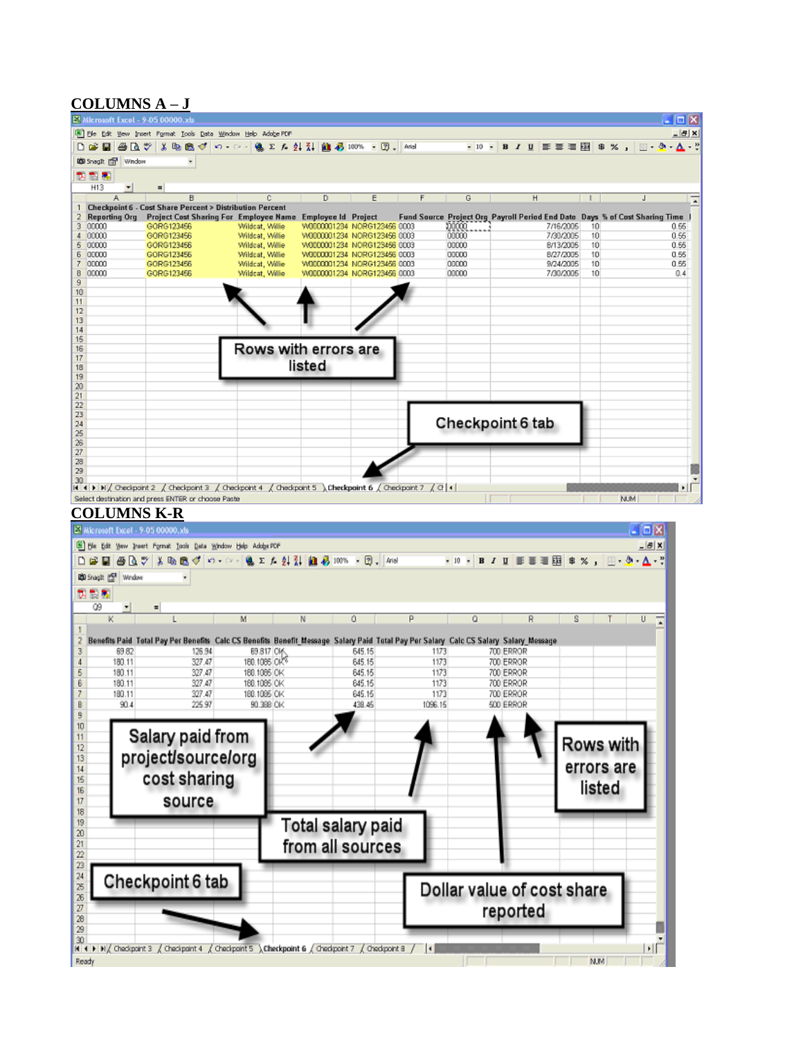**COLUMNS A – J**

| | A | B | C | D | E | F | G | H | I | J |
|---|---|---|---|---|---|---|---|---|---|---|
| 1 | Checkpoint 6 - Cost Share Percent > Distribution Percent | | | | | | | | | |
| 2 | Reporting Org | Project Cost Sharing For | Employee Name | Employee Id | Project | Fund Source | Project Org | Payroll Period End Date | Days | % of Cost Sharing Time |
| 3 | 00000 | GORG123456 | Wildcat, Willie | W0000001234 | NORG123456 | 0003 | 00000 | 7/16/2005 | 10 | 0.55 |
| 4 | 00000 | GORG123456 | Wildcat, Willie | W0000001234 | NORG123456 | 0003 | 00000 | 7/30/2005 | 10 | 0.55 |
| 5 | 00000 | GORG123456 | Wildcat, Willie | W0000001234 | NORG123456 | 0003 | 00000 | 8/13/2005 | 10 | 0.55 |
| 6 | 00000 | GORG123456 | Wildcat, Willie | W0000001234 | NORG123456 | 0003 | 00000 | 8/27/2005 | 10 | 0.55 |
| 7 | 00000 | GORG123456 | Wildcat, Willie | W0000001234 | NORG123456 | 0003 | 00000 | 9/24/2005 | 10 | 0.55 |
| 8 | 00000 | GORG123456 | Wildcat, Willie | W0000001234 | NORG123456 | 0003 | 00000 | 7/30/2005 | 10 | 0.4 |

Rows with errors are listed

Checkpoint 6 tab

**COLUMNS K-R**

| | K | L | M | N | O | P | Q | R |
|---|---|---|---|---|---|---|---|---|
| 2 | Benefits Paid | Total Pay Per Benefits | Calc CS Benefits | Benefit_Message | Salary Paid | Total Pay Per Salary | Calc CS Salary | Salary_Message |
| 3 | 69.82 | 126.94 | 69.817 | OK | 645.15 | 1173 | 700 | ERROR |
| 4 | 180.11 | 327.47 | 180.1085 | OK | 645.15 | 1173 | 700 | ERROR |
| 5 | 180.11 | 327.47 | 180.1085 | OK | 645.15 | 1173 | 700 | ERROR |
| 6 | 180.11 | 327.47 | 180.1085 | OK | 645.15 | 1173 | 700 | ERROR |
| 7 | 180.11 | 327.47 | 180.1085 | OK | 645.15 | 1173 | 700 | ERROR |
| 8 | 90.4 | 225.97 | 90.388 | OK | 438.45 | 1096.15 | 500 | ERROR |

Salary paid from project/source/org cost sharing source

Total salary paid from all sources

Dollar value of cost share reported

Rows with errors are listed

Checkpoint 6 tab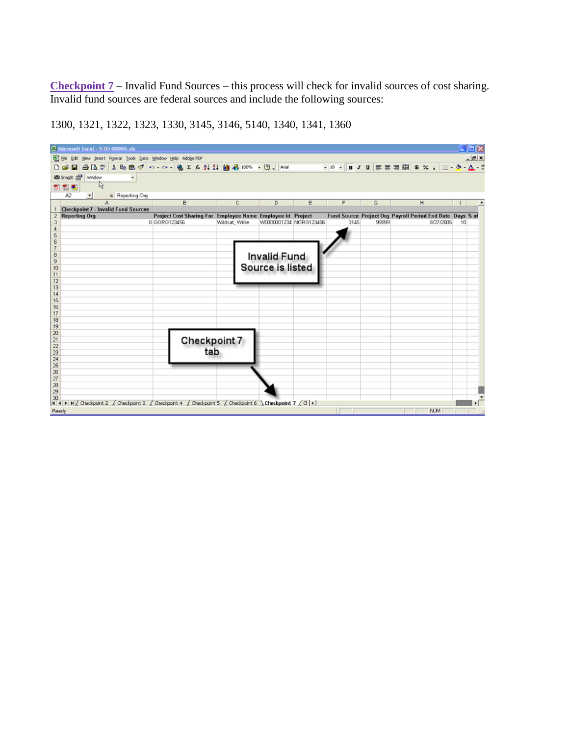**Checkpoint 7** – Invalid Fund Sources – this process will check for invalid sources of cost sharing. Invalid fund sources are federal sources and include the following sources:

1300, 1321, 1322, 1323, 1330, 3145, 3146, 5140, 1340, 1341, 1360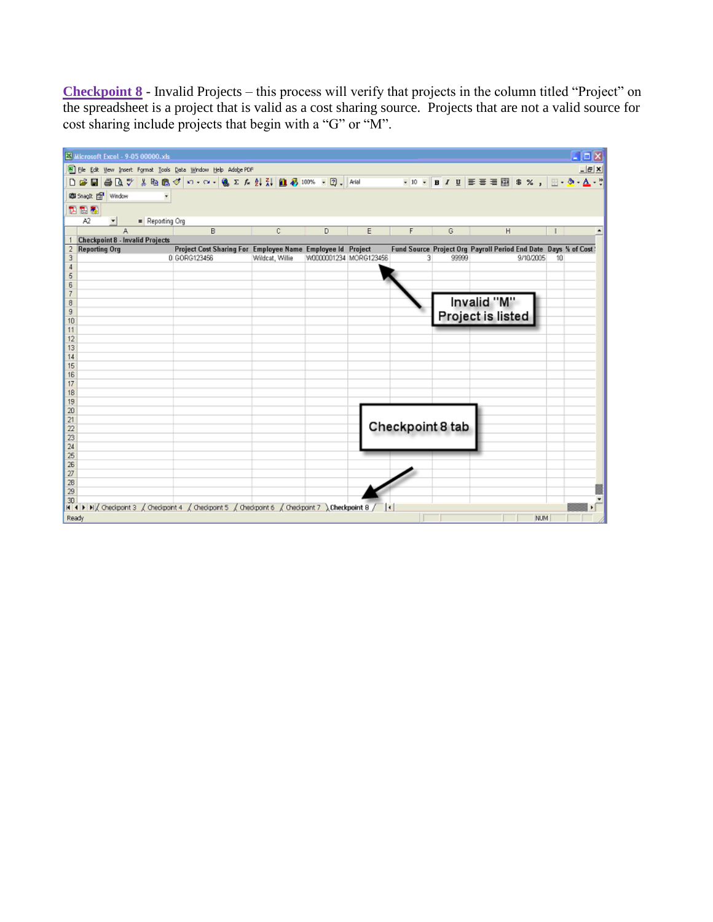**Checkpoint 8** - Invalid Projects – this process will verify that projects in the column titled "Project" on the spreadsheet is a project that is valid as a cost sharing source. Projects that are not a valid source for cost sharing include projects that begin with a "G" or "M".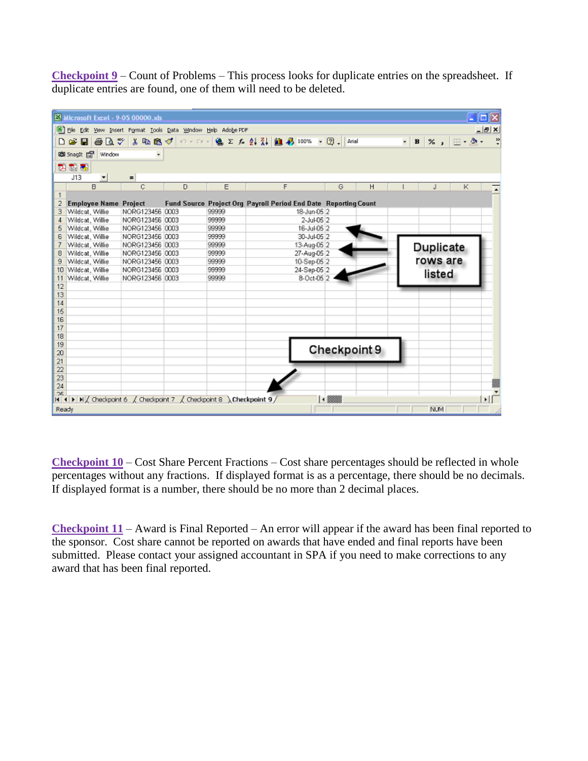**Checkpoint 9** – Count of Problems – This process looks for duplicate entries on the spreadsheet. If duplicate entries are found, one of them will need to be deleted.

**Checkpoint 10** – Cost Share Percent Fractions – Cost share percentages should be reflected in whole percentages without any fractions. If displayed format is as a percentage, there should be no decimals. If displayed format is a number, there should be no more than 2 decimal places.

**Checkpoint 11** – Award is Final Reported – An error will appear if the award has been final reported to the sponsor. Cost share cannot be reported on awards that have ended and final reports have been submitted. Please contact your assigned accountant in SPA if you need to make corrections to any award that has been final reported.